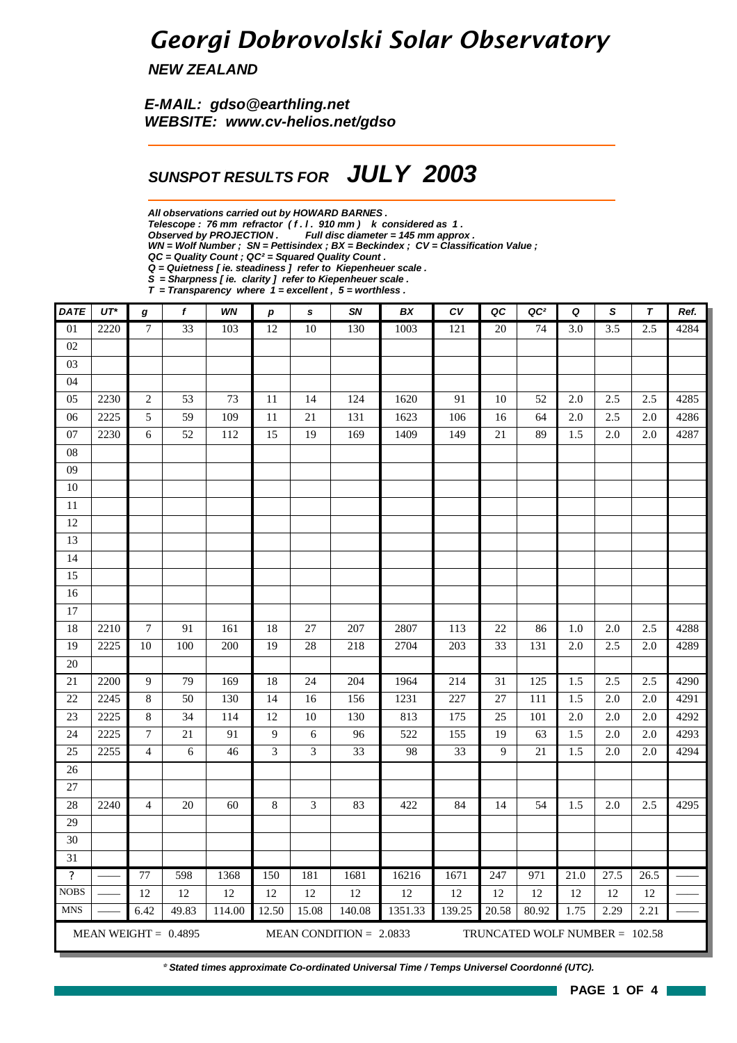# Georgi Dobrovolski Solar Observatory

***NEW ZEALAND***

***E-MAIL: gdso@earthling.net***
***WEBSITE: www.cv-helios.net/gdso***

## *SUNSPOT RESULTS FOR* ***JULY 2003***

***All observations carried out by HOWARD BARNES .***
***Telescope : 76 mm refractor ( f . l . 910 mm ) k considered as 1 .***
***Observed by PROJECTION . Full disc diameter = 145 mm approx .***
***WN = Wolf Number ; SN = Pettisindex ; BX = Beckindex ; CV = Classification Value ;***
***QC = Quality Count ; QC² = Squared Quality Count .***
***Q = Quietness [ ie. steadiness ] refer to Kiepenheuer scale .***
***S = Sharpness [ ie. clarity ] refer to Kiepenheuer scale .***
***T = Transparency where 1 = excellent , 5 = worthless .***

| DATE | UT* | g | f | WN | p | s | SN | BX | CV | QC | QC² | Q | S | T | Ref. |
|---|---|---|---|---|---|---|---|---|---|---|---|---|---|---|---|
| 01 | 2220 | 7 | 33 | 103 | 12 | 10 | 130 | 1003 | 121 | 20 | 74 | 3.0 | 3.5 | 2.5 | 4284 |
| 02 | | | | | | | | | | | | | | | |
| 03 | | | | | | | | | | | | | | | |
| 04 | | | | | | | | | | | | | | | |
| 05 | 2230 | 2 | 53 | 73 | 11 | 14 | 124 | 1620 | 91 | 10 | 52 | 2.0 | 2.5 | 2.5 | 4285 |
| 06 | 2225 | 5 | 59 | 109 | 11 | 21 | 131 | 1623 | 106 | 16 | 64 | 2.0 | 2.5 | 2.0 | 4286 |
| 07 | 2230 | 6 | 52 | 112 | 15 | 19 | 169 | 1409 | 149 | 21 | 89 | 1.5 | 2.0 | 2.0 | 4287 |
| 08 | | | | | | | | | | | | | | | |
| 09 | | | | | | | | | | | | | | | |
| 10 | | | | | | | | | | | | | | | |
| 11 | | | | | | | | | | | | | | | |
| 12 | | | | | | | | | | | | | | | |
| 13 | | | | | | | | | | | | | | | |
| 14 | | | | | | | | | | | | | | | |
| 15 | | | | | | | | | | | | | | | |
| 16 | | | | | | | | | | | | | | | |
| 17 | | | | | | | | | | | | | | | |
| 18 | 2210 | 7 | 91 | 161 | 18 | 27 | 207 | 2807 | 113 | 22 | 86 | 1.0 | 2.0 | 2.5 | 4288 |
| 19 | 2225 | 10 | 100 | 200 | 19 | 28 | 218 | 2704 | 203 | 33 | 131 | 2.0 | 2.5 | 2.0 | 4289 |
| 20 | | | | | | | | | | | | | | | |
| 21 | 2200 | 9 | 79 | 169 | 18 | 24 | 204 | 1964 | 214 | 31 | 125 | 1.5 | 2.5 | 2.5 | 4290 |
| 22 | 2245 | 8 | 50 | 130 | 14 | 16 | 156 | 1231 | 227 | 27 | 111 | 1.5 | 2.0 | 2.0 | 4291 |
| 23 | 2225 | 8 | 34 | 114 | 12 | 10 | 130 | 813 | 175 | 25 | 101 | 2.0 | 2.0 | 2.0 | 4292 |
| 24 | 2225 | 7 | 21 | 91 | 9 | 6 | 96 | 522 | 155 | 19 | 63 | 1.5 | 2.0 | 2.0 | 4293 |
| 25 | 2255 | 4 | 6 | 46 | 3 | 3 | 33 | 98 | 33 | 9 | 21 | 1.5 | 2.0 | 2.0 | 4294 |
| 26 | | | | | | | | | | | | | | | |
| 27 | | | | | | | | | | | | | | | |
| 28 | 2240 | 4 | 20 | 60 | 8 | 3 | 83 | 422 | 84 | 14 | 54 | 1.5 | 2.0 | 2.5 | 4295 |
| 29 | | | | | | | | | | | | | | | |
| 30 | | | | | | | | | | | | | | | |
| 31 | | | | | | | | | | | | | | | |
| ? | —— | 77 | 598 | 1368 | 150 | 181 | 1681 | 16216 | 1671 | 247 | 971 | 21.0 | 27.5 | 26.5 | —— |
| NOBS | —— | 12 | 12 | 12 | 12 | 12 | 12 | 12 | 12 | 12 | 12 | 12 | 12 | 12 | —— |
| MNS | —— | 6.42 | 49.83 | 114.00 | 12.50 | 15.08 | 140.08 | 1351.33 | 139.25 | 20.58 | 80.92 | 1.75 | 2.29 | 2.21 | —— |

MEAN WEIGHT = 0.4895 MEAN CONDITION = 2.0833 TRUNCATED WOLF NUMBER = 102.58

*\* Stated times approximate Co-ordinated Universal Time / Temps Universel Coordonné (UTC).*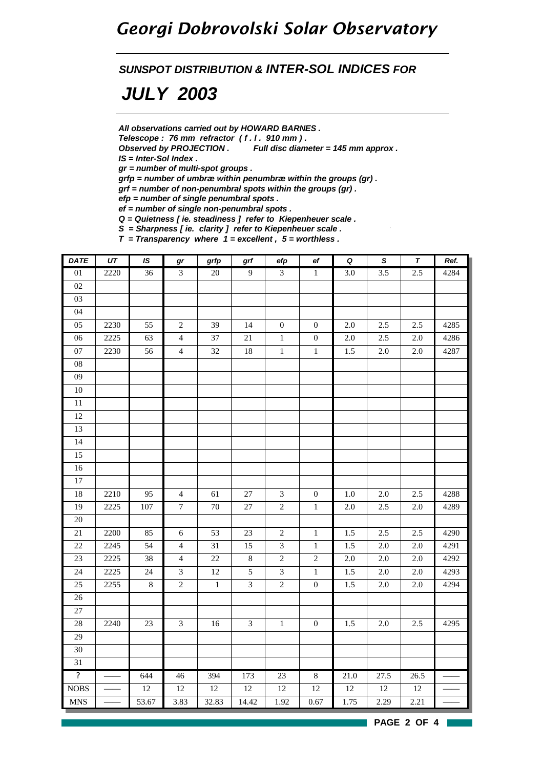# Georgi Dobrovolski Solar Observatory

## SUNSPOT DISTRIBUTION & INTER-SOL INDICES FOR

# JULY 2003

***All observations carried out by HOWARD BARNES .***
***Telescope : 76 mm refractor ( f . l . 910 mm ) .***
***Observed by PROJECTION .    Full disc diameter = 145 mm approx .***
***IS = Inter-Sol Index .***
***gr = number of multi-spot groups .***
***grfp = number of umbræ within penumbræ within the groups (gr) .***
***grf = number of non-penumbral spots within the groups (gr) .***
***efp = number of single penumbral spots .***
***ef = number of single non-penumbral spots .***
***Q = Quietness [ ie. steadiness ] refer to Kiepenheuer scale .***
***S = Sharpness [ ie. clarity ] refer to Kiepenheuer scale .***
***T = Transparency where 1 = excellent , 5 = worthless .***

| DATE | UT | IS | gr | grfp | grf | efp | ef | Q | S | T | Ref. |
|---|---|---|---|---|---|---|---|---|---|---|---|
| 01 | 2220 | 36 | 3 | 20 | 9 | 3 | 1 | 3.0 | 3.5 | 2.5 | 4284 |
| 02 | | | | | | | | | | | |
| 03 | | | | | | | | | | | |
| 04 | | | | | | | | | | | |
| 05 | 2230 | 55 | 2 | 39 | 14 | 0 | 0 | 2.0 | 2.5 | 2.5 | 4285 |
| 06 | 2225 | 63 | 4 | 37 | 21 | 1 | 0 | 2.0 | 2.5 | 2.0 | 4286 |
| 07 | 2230 | 56 | 4 | 32 | 18 | 1 | 1 | 1.5 | 2.0 | 2.0 | 4287 |
| 08 | | | | | | | | | | | |
| 09 | | | | | | | | | | | |
| 10 | | | | | | | | | | | |
| 11 | | | | | | | | | | | |
| 12 | | | | | | | | | | | |
| 13 | | | | | | | | | | | |
| 14 | | | | | | | | | | | |
| 15 | | | | | | | | | | | |
| 16 | | | | | | | | | | | |
| 17 | | | | | | | | | | | |
| 18 | 2210 | 95 | 4 | 61 | 27 | 3 | 0 | 1.0 | 2.0 | 2.5 | 4288 |
| 19 | 2225 | 107 | 7 | 70 | 27 | 2 | 1 | 2.0 | 2.5 | 2.0 | 4289 |
| 20 | | | | | | | | | | | |
| 21 | 2200 | 85 | 6 | 53 | 23 | 2 | 1 | 1.5 | 2.5 | 2.5 | 4290 |
| 22 | 2245 | 54 | 4 | 31 | 15 | 3 | 1 | 1.5 | 2.0 | 2.0 | 4291 |
| 23 | 2225 | 38 | 4 | 22 | 8 | 2 | 2 | 2.0 | 2.0 | 2.0 | 4292 |
| 24 | 2225 | 24 | 3 | 12 | 5 | 3 | 1 | 1.5 | 2.0 | 2.0 | 4293 |
| 25 | 2255 | 8 | 2 | 1 | 3 | 2 | 0 | 1.5 | 2.0 | 2.0 | 4294 |
| 26 | | | | | | | | | | | |
| 27 | | | | | | | | | | | |
| 28 | 2240 | 23 | 3 | 16 | 3 | 1 | 0 | 1.5 | 2.0 | 2.5 | 4295 |
| 29 | | | | | | | | | | | |
| 30 | | | | | | | | | | | |
| 31 | | | | | | | | | | | |
| ? | —— | 644 | 46 | 394 | 173 | 23 | 8 | 21.0 | 27.5 | 26.5 | —— |
| NOBS | —— | 12 | 12 | 12 | 12 | 12 | 12 | 12 | 12 | 12 | —— |
| MNS | —— | 53.67 | 3.83 | 32.83 | 14.42 | 1.92 | 0.67 | 1.75 | 2.29 | 2.21 | —— |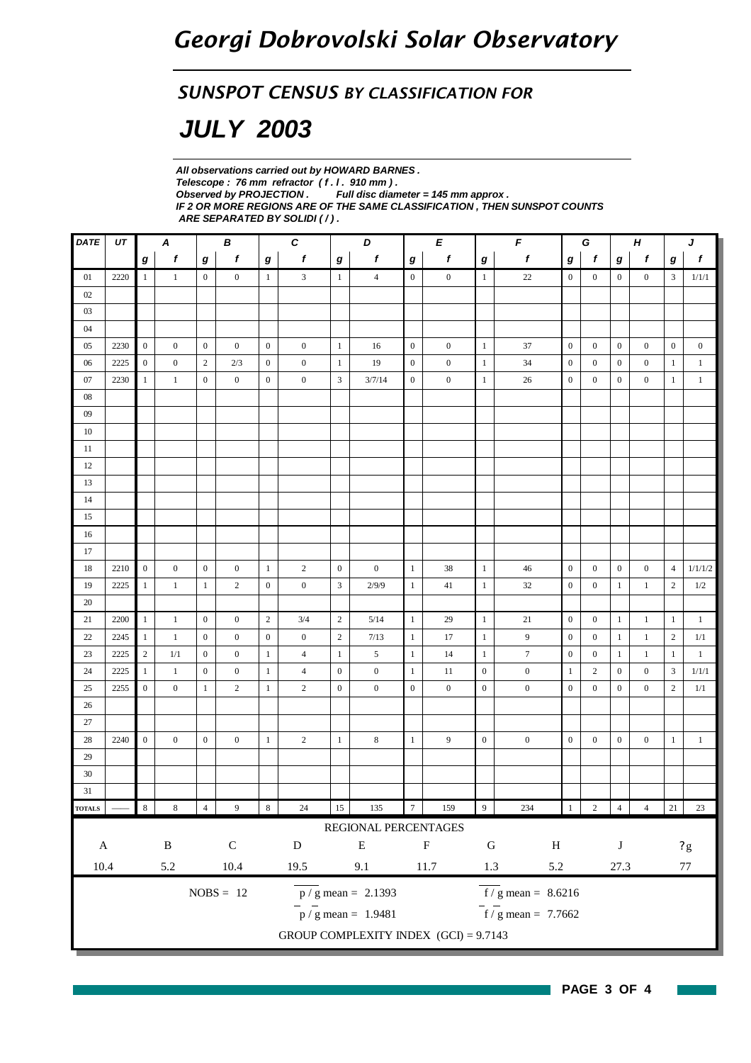# Georgi Dobrovolski Solar Observatory

## SUNSPOT CENSUS BY CLASSIFICATION FOR

# JULY 2003

***All observations carried out by HOWARD BARNES .***
***Telescope : 76 mm refractor ( f . l . 910 mm ) .***
***Observed by PROJECTION .    Full disc diameter = 145 mm approx .***
***IF 2 OR MORE REGIONS ARE OF THE SAME CLASSIFICATION , THEN SUNSPOT COUNTS ARE SEPARATED BY SOLIDI ( / ) .***

| DATE | UT | A | | B | | C | | D | | E | | F | | G | | H | | J | |
|---|---|---|---|---|---|---|---|---|---|---|---|---|---|---|---|---|---|---|---|
| | | g | f | g | f | g | f | g | f | g | f | g | f | g | f | g | f | g | f |
| 01 | 2220 | 1 | 1 | 0 | 0 | 1 | 3 | 1 | 4 | 0 | 0 | 1 | 22 | 0 | 0 | 0 | 0 | 3 | 1/1/1 |
| 02 | | | | | | | | | | | | | | | | | | | |
| 03 | | | | | | | | | | | | | | | | | | | |
| 04 | | | | | | | | | | | | | | | | | | | |
| 05 | 2230 | 0 | 0 | 0 | 0 | 0 | 0 | 1 | 16 | 0 | 0 | 1 | 37 | 0 | 0 | 0 | 0 | 0 | 0 |
| 06 | 2225 | 0 | 0 | 2 | 2/3 | 0 | 0 | 1 | 19 | 0 | 0 | 1 | 34 | 0 | 0 | 0 | 0 | 1 | 1 |
| 07 | 2230 | 1 | 1 | 0 | 0 | 0 | 0 | 3 | 3/7/14 | 0 | 0 | 1 | 26 | 0 | 0 | 0 | 0 | 1 | 1 |
| 08 | | | | | | | | | | | | | | | | | | | |
| 09 | | | | | | | | | | | | | | | | | | | |
| 10 | | | | | | | | | | | | | | | | | | | |
| 11 | | | | | | | | | | | | | | | | | | | |
| 12 | | | | | | | | | | | | | | | | | | | |
| 13 | | | | | | | | | | | | | | | | | | | |
| 14 | | | | | | | | | | | | | | | | | | | |
| 15 | | | | | | | | | | | | | | | | | | | |
| 16 | | | | | | | | | | | | | | | | | | | |
| 17 | | | | | | | | | | | | | | | | | | | |
| 18 | 2210 | 0 | 0 | 0 | 0 | 1 | 2 | 0 | 0 | 1 | 38 | 1 | 46 | 0 | 0 | 0 | 0 | 4 | 1/1/1/2 |
| 19 | 2225 | 1 | 1 | 1 | 2 | 0 | 0 | 3 | 2/9/9 | 1 | 41 | 1 | 32 | 0 | 0 | 1 | 1 | 2 | 1/2 |
| 20 | | | | | | | | | | | | | | | | | | | |
| 21 | 2200 | 1 | 1 | 0 | 0 | 2 | 3/4 | 2 | 5/14 | 1 | 29 | 1 | 21 | 0 | 0 | 1 | 1 | 1 | 1 |
| 22 | 2245 | 1 | 1 | 0 | 0 | 0 | 0 | 2 | 7/13 | 1 | 17 | 1 | 9 | 0 | 0 | 1 | 1 | 2 | 1/1 |
| 23 | 2225 | 2 | 1/1 | 0 | 0 | 1 | 4 | 1 | 5 | 1 | 14 | 1 | 7 | 0 | 0 | 1 | 1 | 1 | 1 |
| 24 | 2225 | 1 | 1 | 0 | 0 | 1 | 4 | 0 | 0 | 1 | 11 | 0 | 0 | 1 | 2 | 0 | 0 | 3 | 1/1/1 |
| 25 | 2255 | 0 | 0 | 1 | 2 | 1 | 2 | 0 | 0 | 0 | 0 | 0 | 0 | 0 | 0 | 0 | 0 | 2 | 1/1 |
| 26 | | | | | | | | | | | | | | | | | | | |
| 27 | | | | | | | | | | | | | | | | | | | |
| 28 | 2240 | 0 | 0 | 0 | 0 | 1 | 2 | 1 | 8 | 1 | 9 | 0 | 0 | 0 | 0 | 0 | 0 | 1 | 1 |
| 29 | | | | | | | | | | | | | | | | | | | |
| 30 | | | | | | | | | | | | | | | | | | | |
| 31 | | | | | | | | | | | | | | | | | | | |
| TOTALS | —— | 8 | 8 | 4 | 9 | 8 | 24 | 15 | 135 | 7 | 159 | 9 | 234 | 1 | 2 | 4 | 4 | 21 | 23 |

REGIONAL PERCENTAGES

| A | B | C | D | E | F | G | H | J | ?g |
|---|---|---|---|---|---|---|---|---|---|
| 10.4 | 5.2 | 10.4 | 19.5 | 9.1 | 11.7 | 1.3 | 5.2 | 27.3 | 77 |

NOBS = 12

$p / g$ mean = 2.1393

$f / g$ mean = 8.6216

$\bar{p} / \bar{g}$ mean = 1.9481

$\bar{f} / \bar{g}$ mean = 7.7662

GROUP COMPLEXITY INDEX (GCI) = 9.7143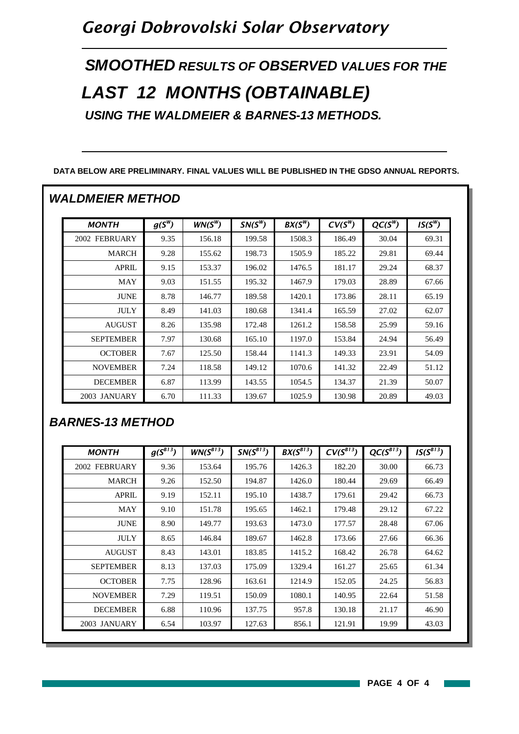# *Georgi Dobrovolski Solar Observatory*

## *SMOOTHED RESULTS OF OBSERVED VALUES FOR THE*

## *LAST 12 MONTHS (OBTAINABLE)*

### *USING THE WALDMEIER & BARNES-13 METHODS.*

**DATA BELOW ARE PRELIMINARY. FINAL VALUES WILL BE PUBLISHED IN THE GDSO ANNUAL REPORTS.**

## *WALDMEIER METHOD*

| *MONTH* | $g(S^W)$ | $WN(S^W)$ | $SN(S^W)$ | $BX(S^W)$ | $CV(S^W)$ | $QC(S^W)$ | $IS(S^W)$ |
|---|---|---|---|---|---|---|---|
| 2002 FEBRUARY | 9.35 | 156.18 | 199.58 | 1508.3 | 186.49 | 30.04 | 69.31 |
| MARCH | 9.28 | 155.62 | 198.73 | 1505.9 | 185.22 | 29.81 | 69.44 |
| APRIL | 9.15 | 153.37 | 196.02 | 1476.5 | 181.17 | 29.24 | 68.37 |
| MAY | 9.03 | 151.55 | 195.32 | 1467.9 | 179.03 | 28.89 | 67.66 |
| JUNE | 8.78 | 146.77 | 189.58 | 1420.1 | 173.86 | 28.11 | 65.19 |
| JULY | 8.49 | 141.03 | 180.68 | 1341.4 | 165.59 | 27.02 | 62.07 |
| AUGUST | 8.26 | 135.98 | 172.48 | 1261.2 | 158.58 | 25.99 | 59.16 |
| SEPTEMBER | 7.97 | 130.68 | 165.10 | 1197.0 | 153.84 | 24.94 | 56.49 |
| OCTOBER | 7.67 | 125.50 | 158.44 | 1141.3 | 149.33 | 23.91 | 54.09 |
| NOVEMBER | 7.24 | 118.58 | 149.12 | 1070.6 | 141.32 | 22.49 | 51.12 |
| DECEMBER | 6.87 | 113.99 | 143.55 | 1054.5 | 134.37 | 21.39 | 50.07 |
| 2003 JANUARY | 6.70 | 111.33 | 139.67 | 1025.9 | 130.98 | 20.89 | 49.03 |

## *BARNES-13 METHOD*

| *MONTH* | $g(S^{B13})$ | $WN(S^{B13})$ | $SN(S^{B13})$ | $BX(S^{B13})$ | $CV(S^{B13})$ | $QC(S^{B13})$ | $IS(S^{B13})$ |
|---|---|---|---|---|---|---|---|
| 2002 FEBRUARY | 9.36 | 153.64 | 195.76 | 1426.3 | 182.20 | 30.00 | 66.73 |
| MARCH | 9.26 | 152.50 | 194.87 | 1426.0 | 180.44 | 29.69 | 66.49 |
| APRIL | 9.19 | 152.11 | 195.10 | 1438.7 | 179.61 | 29.42 | 66.73 |
| MAY | 9.10 | 151.78 | 195.65 | 1462.1 | 179.48 | 29.12 | 67.22 |
| JUNE | 8.90 | 149.77 | 193.63 | 1473.0 | 177.57 | 28.48 | 67.06 |
| JULY | 8.65 | 146.84 | 189.67 | 1462.8 | 173.66 | 27.66 | 66.36 |
| AUGUST | 8.43 | 143.01 | 183.85 | 1415.2 | 168.42 | 26.78 | 64.62 |
| SEPTEMBER | 8.13 | 137.03 | 175.09 | 1329.4 | 161.27 | 25.65 | 61.34 |
| OCTOBER | 7.75 | 128.96 | 163.61 | 1214.9 | 152.05 | 24.25 | 56.83 |
| NOVEMBER | 7.29 | 119.51 | 150.09 | 1080.1 | 140.95 | 22.64 | 51.58 |
| DECEMBER | 6.88 | 110.96 | 137.75 | 957.8 | 130.18 | 21.17 | 46.90 |
| 2003 JANUARY | 6.54 | 103.97 | 127.63 | 856.1 | 121.91 | 19.99 | 43.03 |